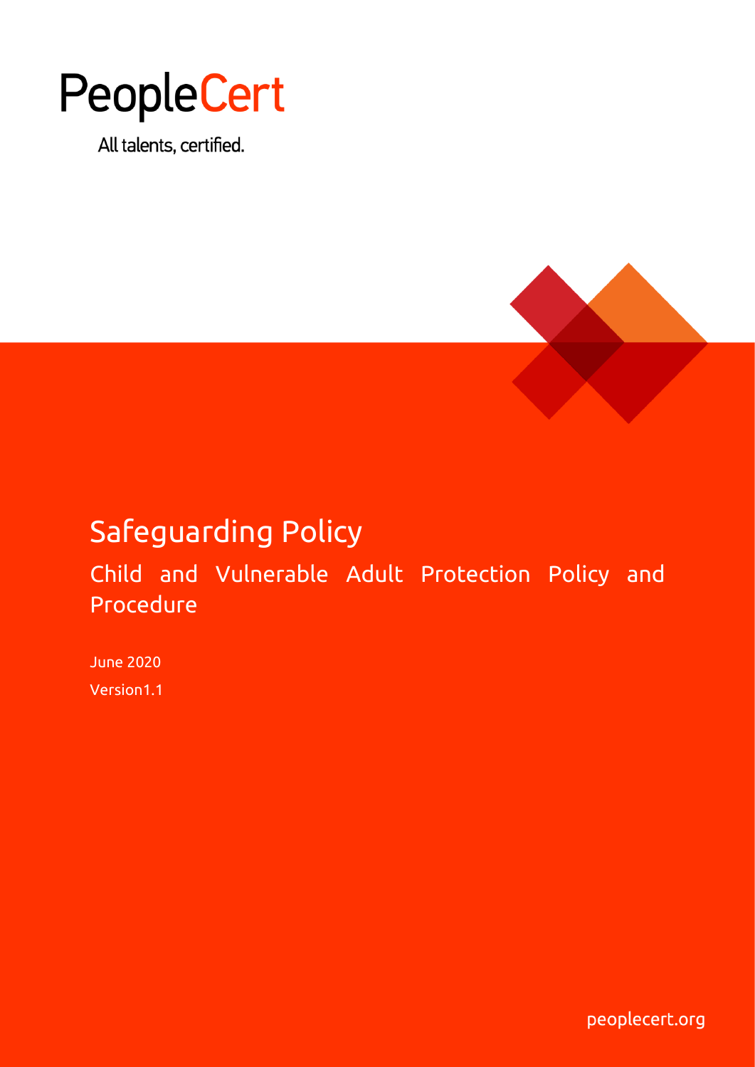PeopleCert

All talents, certified.

# Safeguarding Policy

## Child and Vulnerable Adult Protection Policy and Procedure

June 2020

Version1.1

peoplecert.org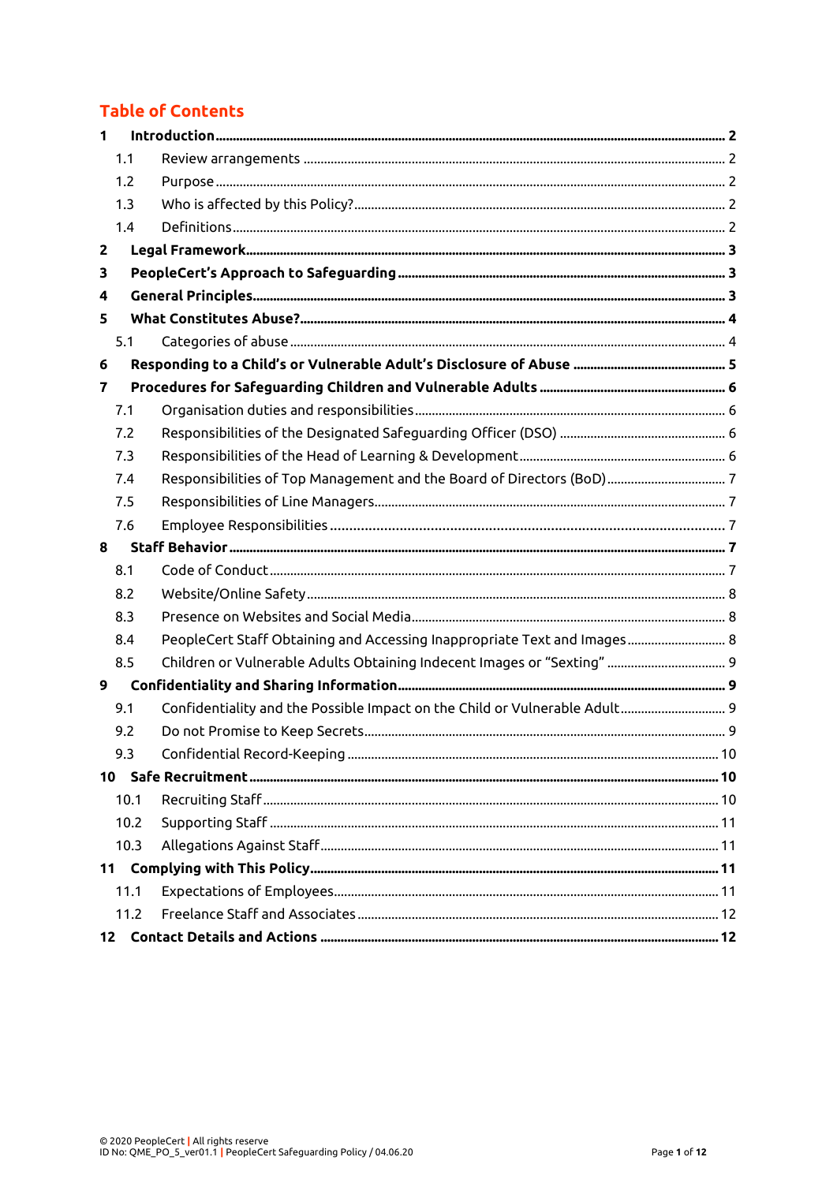## Table of Contents

- **1 Introduction** ..... **2**
  - 1.1 Review arrangements ..... 2
  - 1.2 Purpose ..... 2
  - 1.3 Who is affected by this Policy? ..... 2
  - 1.4 Definitions ..... 2
- **2 Legal Framework** ..... **3**
- **3 PeopleCert's Approach to Safeguarding** ..... **3**
- **4 General Principles** ..... **3**
- **5 What Constitutes Abuse?** ..... **4**
  - 5.1 Categories of abuse ..... 4
- **6 Responding to a Child's or Vulnerable Adult's Disclosure of Abuse** ..... **5**
- **7 Procedures for Safeguarding Children and Vulnerable Adults** ..... **6**
  - 7.1 Organisation duties and responsibilities ..... 6
  - 7.2 Responsibilities of the Designated Safeguarding Officer (DSO) ..... 6
  - 7.3 Responsibilities of the Head of Learning & Development ..... 6
  - 7.4 Responsibilities of Top Management and the Board of Directors (BoD) ..... 7
  - 7.5 Responsibilities of Line Managers ..... 7
  - 7.6 Employee Responsibilities ..... 7
- **8 Staff Behavior** ..... **7**
  - 8.1 Code of Conduct ..... 7
  - 8.2 Website/Online Safety ..... 8
  - 8.3 Presence on Websites and Social Media ..... 8
  - 8.4 PeopleCert Staff Obtaining and Accessing Inappropriate Text and Images ..... 8
  - 8.5 Children or Vulnerable Adults Obtaining Indecent Images or "Sexting" ..... 9
- **9 Confidentiality and Sharing Information** ..... **9**
  - 9.1 Confidentiality and the Possible Impact on the Child or Vulnerable Adult ..... 9
  - 9.2 Do not Promise to Keep Secrets ..... 9
  - 9.3 Confidential Record-Keeping ..... 10
- **10 Safe Recruitment** ..... **10**
  - 10.1 Recruiting Staff ..... 10
  - 10.2 Supporting Staff ..... 11
  - 10.3 Allegations Against Staff ..... 11
- **11 Complying with This Policy** ..... **11**
  - 11.1 Expectations of Employees ..... 11
  - 11.2 Freelance Staff and Associates ..... 12
- **12 Contact Details and Actions** ..... **12**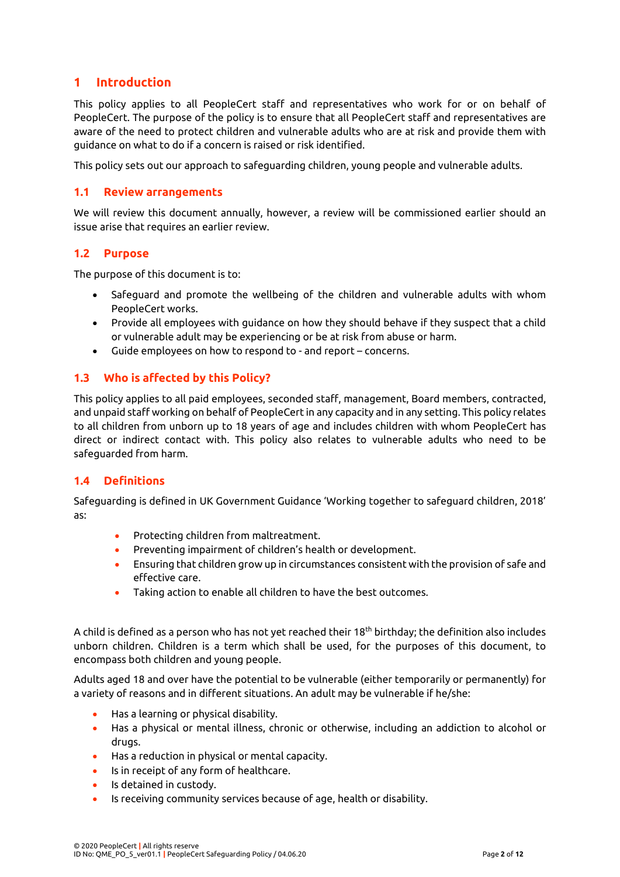## 1 Introduction

This policy applies to all PeopleCert staff and representatives who work for or on behalf of PeopleCert. The purpose of the policy is to ensure that all PeopleCert staff and representatives are aware of the need to protect children and vulnerable adults who are at risk and provide them with guidance on what to do if a concern is raised or risk identified.

This policy sets out our approach to safeguarding children, young people and vulnerable adults.

### 1.1 Review arrangements

We will review this document annually, however, a review will be commissioned earlier should an issue arise that requires an earlier review.

### 1.2 Purpose

The purpose of this document is to:

- Safeguard and promote the wellbeing of the children and vulnerable adults with whom PeopleCert works.
- Provide all employees with guidance on how they should behave if they suspect that a child or vulnerable adult may be experiencing or be at risk from abuse or harm.
- Guide employees on how to respond to - and report – concerns.

### 1.3 Who is affected by this Policy?

This policy applies to all paid employees, seconded staff, management, Board members, contracted, and unpaid staff working on behalf of PeopleCert in any capacity and in any setting. This policy relates to all children from unborn up to 18 years of age and includes children with whom PeopleCert has direct or indirect contact with. This policy also relates to vulnerable adults who need to be safeguarded from harm.

### 1.4 Definitions

Safeguarding is defined in UK Government Guidance 'Working together to safeguard children, 2018' as:

- Protecting children from maltreatment.
- Preventing impairment of children's health or development.
- Ensuring that children grow up in circumstances consistent with the provision of safe and effective care.
- Taking action to enable all children to have the best outcomes.

A child is defined as a person who has not yet reached their 18th birthday; the definition also includes unborn children. Children is a term which shall be used, for the purposes of this document, to encompass both children and young people.

Adults aged 18 and over have the potential to be vulnerable (either temporarily or permanently) for a variety of reasons and in different situations. An adult may be vulnerable if he/she:

- Has a learning or physical disability.
- Has a physical or mental illness, chronic or otherwise, including an addiction to alcohol or drugs.
- Has a reduction in physical or mental capacity.
- Is in receipt of any form of healthcare.
- Is detained in custody.
- Is receiving community services because of age, health or disability.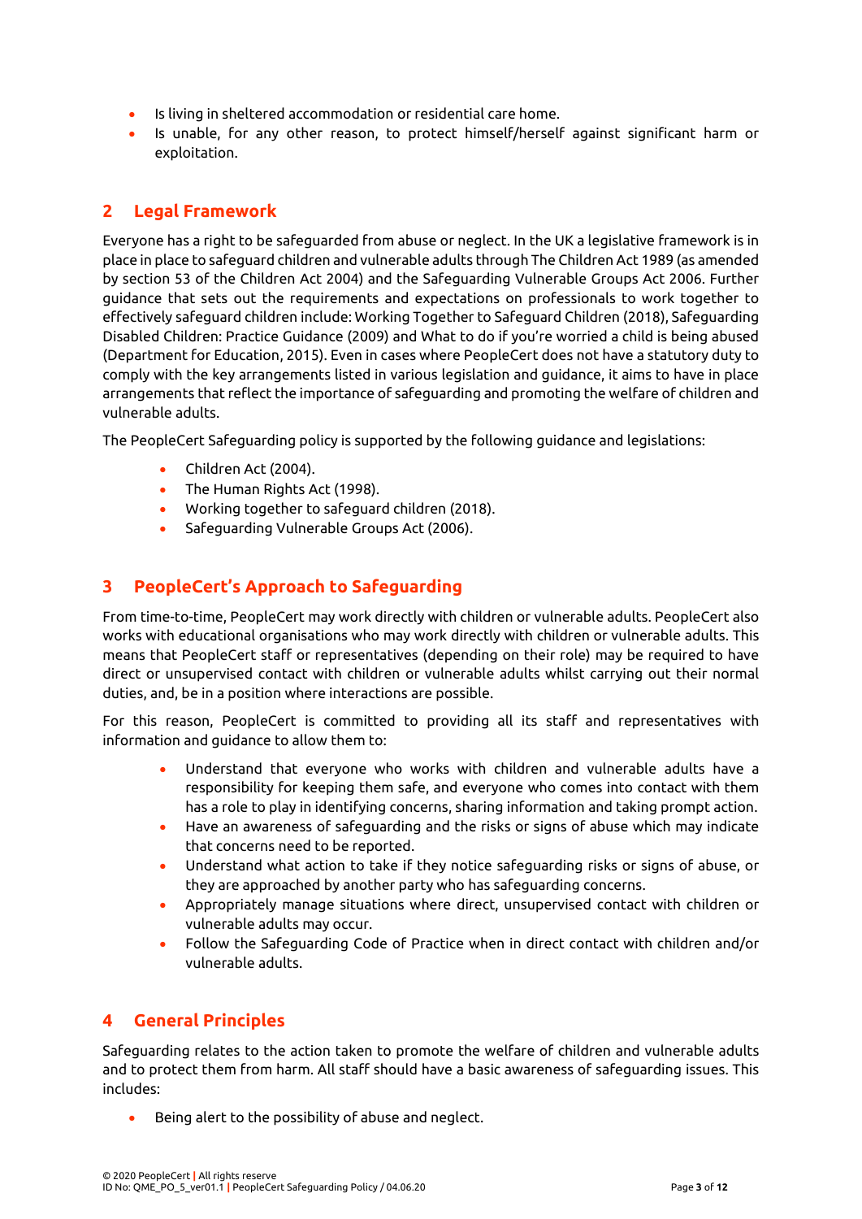- Is living in sheltered accommodation or residential care home.
- Is unable, for any other reason, to protect himself/herself against significant harm or exploitation.

## 2 Legal Framework

Everyone has a right to be safeguarded from abuse or neglect. In the UK a legislative framework is in place in place to safeguard children and vulnerable adults through The Children Act 1989 (as amended by section 53 of the Children Act 2004) and the Safeguarding Vulnerable Groups Act 2006. Further guidance that sets out the requirements and expectations on professionals to work together to effectively safeguard children include: Working Together to Safeguard Children (2018), Safeguarding Disabled Children: Practice Guidance (2009) and What to do if you're worried a child is being abused (Department for Education, 2015). Even in cases where PeopleCert does not have a statutory duty to comply with the key arrangements listed in various legislation and guidance, it aims to have in place arrangements that reflect the importance of safeguarding and promoting the welfare of children and vulnerable adults.

The PeopleCert Safeguarding policy is supported by the following guidance and legislations:

- Children Act (2004).
- The Human Rights Act (1998).
- Working together to safeguard children (2018).
- Safeguarding Vulnerable Groups Act (2006).

## 3 PeopleCert's Approach to Safeguarding

From time-to-time, PeopleCert may work directly with children or vulnerable adults. PeopleCert also works with educational organisations who may work directly with children or vulnerable adults. This means that PeopleCert staff or representatives (depending on their role) may be required to have direct or unsupervised contact with children or vulnerable adults whilst carrying out their normal duties, and, be in a position where interactions are possible.

For this reason, PeopleCert is committed to providing all its staff and representatives with information and guidance to allow them to:

- Understand that everyone who works with children and vulnerable adults have a responsibility for keeping them safe, and everyone who comes into contact with them has a role to play in identifying concerns, sharing information and taking prompt action.
- Have an awareness of safeguarding and the risks or signs of abuse which may indicate that concerns need to be reported.
- Understand what action to take if they notice safeguarding risks or signs of abuse, or they are approached by another party who has safeguarding concerns.
- Appropriately manage situations where direct, unsupervised contact with children or vulnerable adults may occur.
- Follow the Safeguarding Code of Practice when in direct contact with children and/or vulnerable adults.

## 4 General Principles

Safeguarding relates to the action taken to promote the welfare of children and vulnerable adults and to protect them from harm. All staff should have a basic awareness of safeguarding issues. This includes:

- Being alert to the possibility of abuse and neglect.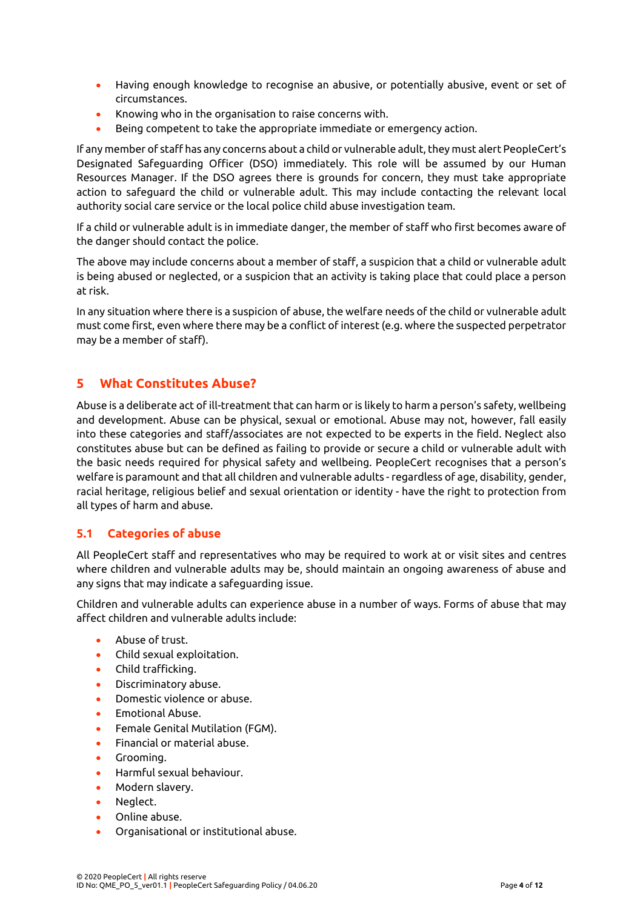- Having enough knowledge to recognise an abusive, or potentially abusive, event or set of circumstances.
- Knowing who in the organisation to raise concerns with.
- Being competent to take the appropriate immediate or emergency action.

If any member of staff has any concerns about a child or vulnerable adult, they must alert PeopleCert's Designated Safeguarding Officer (DSO) immediately. This role will be assumed by our Human Resources Manager. If the DSO agrees there is grounds for concern, they must take appropriate action to safeguard the child or vulnerable adult. This may include contacting the relevant local authority social care service or the local police child abuse investigation team.

If a child or vulnerable adult is in immediate danger, the member of staff who first becomes aware of the danger should contact the police.

The above may include concerns about a member of staff, a suspicion that a child or vulnerable adult is being abused or neglected, or a suspicion that an activity is taking place that could place a person at risk.

In any situation where there is a suspicion of abuse, the welfare needs of the child or vulnerable adult must come first, even where there may be a conflict of interest (e.g. where the suspected perpetrator may be a member of staff).

## 5 What Constitutes Abuse?

Abuse is a deliberate act of ill-treatment that can harm or is likely to harm a person's safety, wellbeing and development. Abuse can be physical, sexual or emotional. Abuse may not, however, fall easily into these categories and staff/associates are not expected to be experts in the field. Neglect also constitutes abuse but can be defined as failing to provide or secure a child or vulnerable adult with the basic needs required for physical safety and wellbeing. PeopleCert recognises that a person's welfare is paramount and that all children and vulnerable adults - regardless of age, disability, gender, racial heritage, religious belief and sexual orientation or identity - have the right to protection from all types of harm and abuse.

### 5.1 Categories of abuse

All PeopleCert staff and representatives who may be required to work at or visit sites and centres where children and vulnerable adults may be, should maintain an ongoing awareness of abuse and any signs that may indicate a safeguarding issue.

Children and vulnerable adults can experience abuse in a number of ways. Forms of abuse that may affect children and vulnerable adults include:

- Abuse of trust.
- Child sexual exploitation.
- Child trafficking.
- Discriminatory abuse.
- Domestic violence or abuse.
- Emotional Abuse.
- Female Genital Mutilation (FGM).
- Financial or material abuse.
- Grooming.
- Harmful sexual behaviour.
- Modern slavery.
- Neglect.
- Online abuse.
- Organisational or institutional abuse.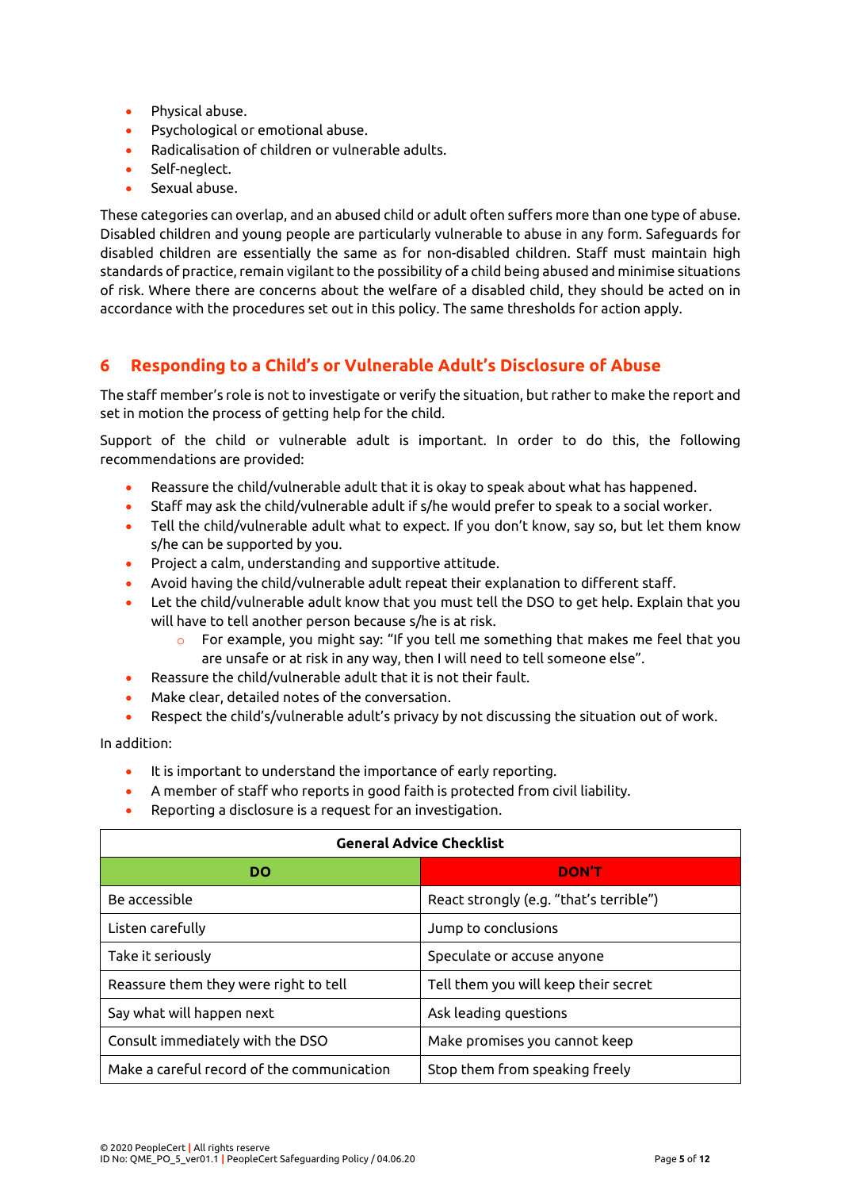- Physical abuse.
- Psychological or emotional abuse.
- Radicalisation of children or vulnerable adults.
- Self-neglect.
- Sexual abuse.

These categories can overlap, and an abused child or adult often suffers more than one type of abuse. Disabled children and young people are particularly vulnerable to abuse in any form. Safeguards for disabled children are essentially the same as for non-disabled children. Staff must maintain high standards of practice, remain vigilant to the possibility of a child being abused and minimise situations of risk. Where there are concerns about the welfare of a disabled child, they should be acted on in accordance with the procedures set out in this policy. The same thresholds for action apply.

## 6 Responding to a Child's or Vulnerable Adult's Disclosure of Abuse

The staff member's role is not to investigate or verify the situation, but rather to make the report and set in motion the process of getting help for the child.

Support of the child or vulnerable adult is important. In order to do this, the following recommendations are provided:

- Reassure the child/vulnerable adult that it is okay to speak about what has happened.
- Staff may ask the child/vulnerable adult if s/he would prefer to speak to a social worker.
- Tell the child/vulnerable adult what to expect. If you don't know, say so, but let them know s/he can be supported by you.
- Project a calm, understanding and supportive attitude.
- Avoid having the child/vulnerable adult repeat their explanation to different staff.
- Let the child/vulnerable adult know that you must tell the DSO to get help. Explain that you will have to tell another person because s/he is at risk.
  - For example, you might say: "If you tell me something that makes me feel that you are unsafe or at risk in any way, then I will need to tell someone else".
- Reassure the child/vulnerable adult that it is not their fault.
- Make clear, detailed notes of the conversation.
- Respect the child's/vulnerable adult's privacy by not discussing the situation out of work.

In addition:

- It is important to understand the importance of early reporting.
- A member of staff who reports in good faith is protected from civil liability.
- Reporting a disclosure is a request for an investigation.

| **General Advice Checklist** | |
|---|---|
| **DO** | **DON'T** |
| Be accessible | React strongly (e.g. "that's terrible") |
| Listen carefully | Jump to conclusions |
| Take it seriously | Speculate or accuse anyone |
| Reassure them they were right to tell | Tell them you will keep their secret |
| Say what will happen next | Ask leading questions |
| Consult immediately with the DSO | Make promises you cannot keep |
| Make a careful record of the communication | Stop them from speaking freely |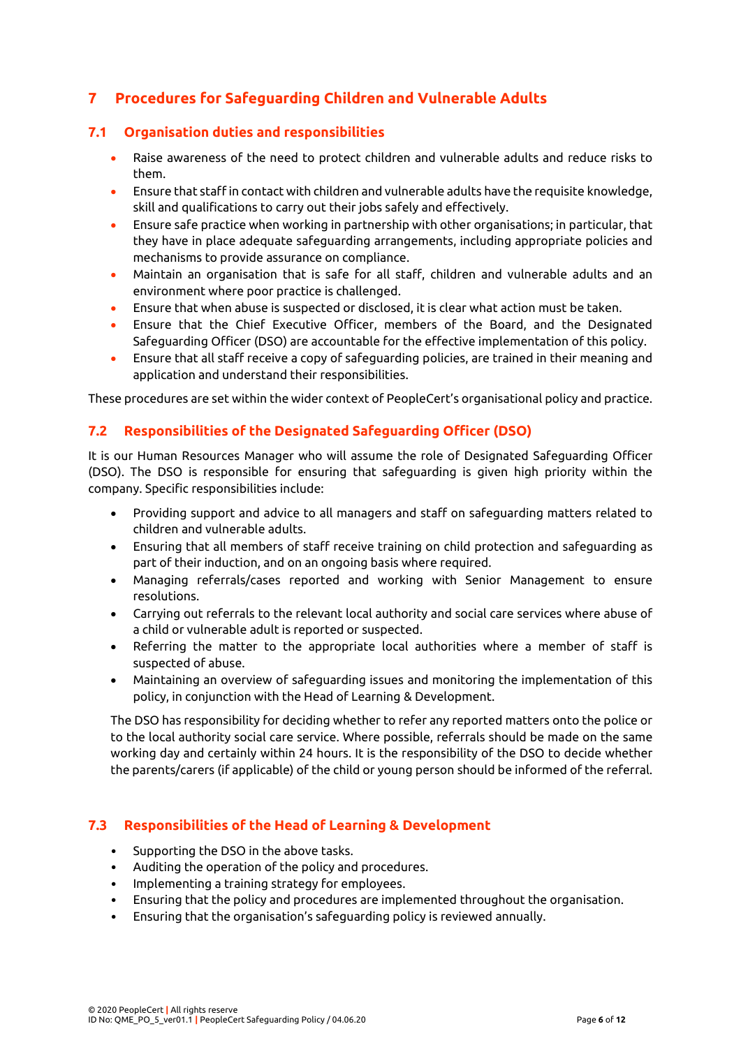# 7 Procedures for Safeguarding Children and Vulnerable Adults

## 7.1 Organisation duties and responsibilities

- Raise awareness of the need to protect children and vulnerable adults and reduce risks to them.
- Ensure that staff in contact with children and vulnerable adults have the requisite knowledge, skill and qualifications to carry out their jobs safely and effectively.
- Ensure safe practice when working in partnership with other organisations; in particular, that they have in place adequate safeguarding arrangements, including appropriate policies and mechanisms to provide assurance on compliance.
- Maintain an organisation that is safe for all staff, children and vulnerable adults and an environment where poor practice is challenged.
- Ensure that when abuse is suspected or disclosed, it is clear what action must be taken.
- Ensure that the Chief Executive Officer, members of the Board, and the Designated Safeguarding Officer (DSO) are accountable for the effective implementation of this policy.
- Ensure that all staff receive a copy of safeguarding policies, are trained in their meaning and application and understand their responsibilities.

These procedures are set within the wider context of PeopleCert's organisational policy and practice.

## 7.2 Responsibilities of the Designated Safeguarding Officer (DSO)

It is our Human Resources Manager who will assume the role of Designated Safeguarding Officer (DSO). The DSO is responsible for ensuring that safeguarding is given high priority within the company. Specific responsibilities include:

- Providing support and advice to all managers and staff on safeguarding matters related to children and vulnerable adults.
- Ensuring that all members of staff receive training on child protection and safeguarding as part of their induction, and on an ongoing basis where required.
- Managing referrals/cases reported and working with Senior Management to ensure resolutions.
- Carrying out referrals to the relevant local authority and social care services where abuse of a child or vulnerable adult is reported or suspected.
- Referring the matter to the appropriate local authorities where a member of staff is suspected of abuse.
- Maintaining an overview of safeguarding issues and monitoring the implementation of this policy, in conjunction with the Head of Learning & Development.

The DSO has responsibility for deciding whether to refer any reported matters onto the police or to the local authority social care service. Where possible, referrals should be made on the same working day and certainly within 24 hours. It is the responsibility of the DSO to decide whether the parents/carers (if applicable) of the child or young person should be informed of the referral.

## 7.3 Responsibilities of the Head of Learning & Development

- Supporting the DSO in the above tasks.
- Auditing the operation of the policy and procedures.
- Implementing a training strategy for employees.
- Ensuring that the policy and procedures are implemented throughout the organisation.
- Ensuring that the organisation's safeguarding policy is reviewed annually.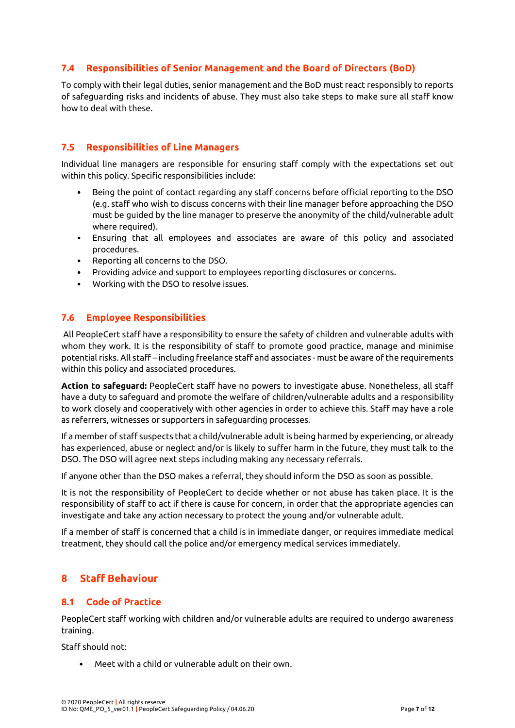### 7.4 Responsibilities of Senior Management and the Board of Directors (BoD)

To comply with their legal duties, senior management and the BoD must react responsibly to reports of safeguarding risks and incidents of abuse. They must also take steps to make sure all staff know how to deal with these.

### 7.5 Responsibilities of Line Managers

Individual line managers are responsible for ensuring staff comply with the expectations set out within this policy. Specific responsibilities include:

- Being the point of contact regarding any staff concerns before official reporting to the DSO (e.g. staff who wish to discuss concerns with their line manager before approaching the DSO must be guided by the line manager to preserve the anonymity of the child/vulnerable adult where required).
- Ensuring that all employees and associates are aware of this policy and associated procedures.
- Reporting all concerns to the DSO.
- Providing advice and support to employees reporting disclosures or concerns.
- Working with the DSO to resolve issues.

### 7.6 Employee Responsibilities

All PeopleCert staff have a responsibility to ensure the safety of children and vulnerable adults with whom they work. It is the responsibility of staff to promote good practice, manage and minimise potential risks. All staff – including freelance staff and associates - must be aware of the requirements within this policy and associated procedures.

**Action to safeguard:** PeopleCert staff have no powers to investigate abuse. Nonetheless, all staff have a duty to safeguard and promote the welfare of children/vulnerable adults and a responsibility to work closely and cooperatively with other agencies in order to achieve this. Staff may have a role as referrers, witnesses or supporters in safeguarding processes.

If a member of staff suspects that a child/vulnerable adult is being harmed by experiencing, or already has experienced, abuse or neglect and/or is likely to suffer harm in the future, they must talk to the DSO. The DSO will agree next steps including making any necessary referrals.

If anyone other than the DSO makes a referral, they should inform the DSO as soon as possible.

It is not the responsibility of PeopleCert to decide whether or not abuse has taken place. It is the responsibility of staff to act if there is cause for concern, in order that the appropriate agencies can investigate and take any action necessary to protect the young and/or vulnerable adult.

If a member of staff is concerned that a child is in immediate danger, or requires immediate medical treatment, they should call the police and/or emergency medical services immediately.

## 8 Staff Behaviour

### 8.1 Code of Practice

PeopleCert staff working with children and/or vulnerable adults are required to undergo awareness training.

Staff should not:

- Meet with a child or vulnerable adult on their own.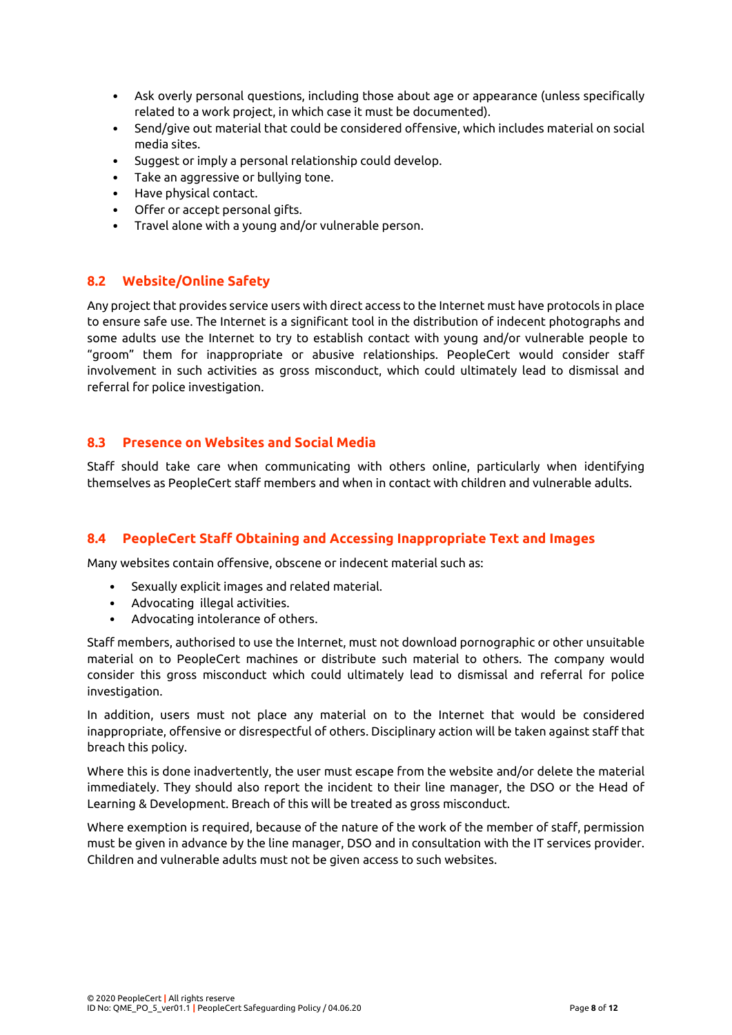- Ask overly personal questions, including those about age or appearance (unless specifically related to a work project, in which case it must be documented).
- Send/give out material that could be considered offensive, which includes material on social media sites.
- Suggest or imply a personal relationship could develop.
- Take an aggressive or bullying tone.
- Have physical contact.
- Offer or accept personal gifts.
- Travel alone with a young and/or vulnerable person.

## 8.2 Website/Online Safety

Any project that provides service users with direct access to the Internet must have protocols in place to ensure safe use. The Internet is a significant tool in the distribution of indecent photographs and some adults use the Internet to try to establish contact with young and/or vulnerable people to "groom" them for inappropriate or abusive relationships. PeopleCert would consider staff involvement in such activities as gross misconduct, which could ultimately lead to dismissal and referral for police investigation.

## 8.3 Presence on Websites and Social Media

Staff should take care when communicating with others online, particularly when identifying themselves as PeopleCert staff members and when in contact with children and vulnerable adults.

## 8.4 PeopleCert Staff Obtaining and Accessing Inappropriate Text and Images

Many websites contain offensive, obscene or indecent material such as:

- Sexually explicit images and related material.
- Advocating illegal activities.
- Advocating intolerance of others.

Staff members, authorised to use the Internet, must not download pornographic or other unsuitable material on to PeopleCert machines or distribute such material to others. The company would consider this gross misconduct which could ultimately lead to dismissal and referral for police investigation.

In addition, users must not place any material on to the Internet that would be considered inappropriate, offensive or disrespectful of others. Disciplinary action will be taken against staff that breach this policy.

Where this is done inadvertently, the user must escape from the website and/or delete the material immediately. They should also report the incident to their line manager, the DSO or the Head of Learning & Development. Breach of this will be treated as gross misconduct.

Where exemption is required, because of the nature of the work of the member of staff, permission must be given in advance by the line manager, DSO and in consultation with the IT services provider. Children and vulnerable adults must not be given access to such websites.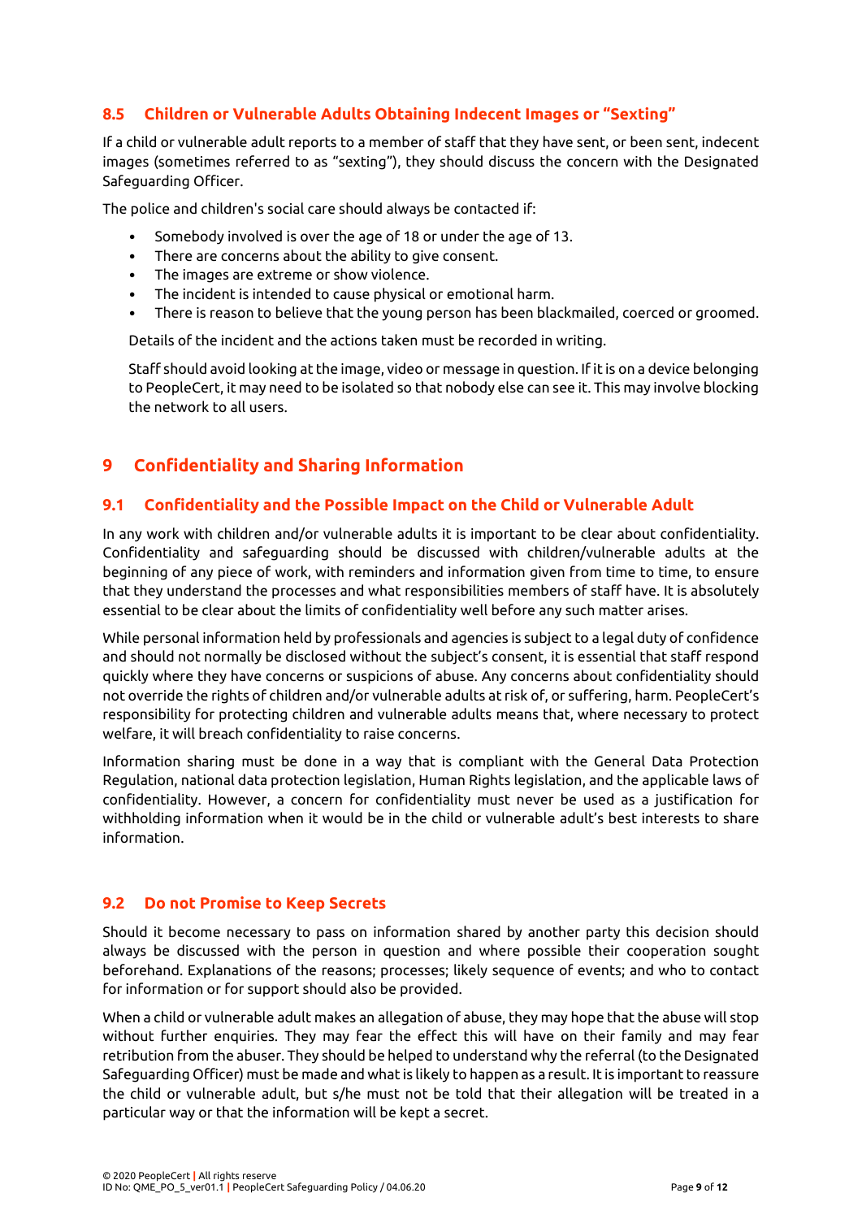### 8.5 Children or Vulnerable Adults Obtaining Indecent Images or "Sexting"

If a child or vulnerable adult reports to a member of staff that they have sent, or been sent, indecent images (sometimes referred to as "sexting"), they should discuss the concern with the Designated Safeguarding Officer.

The police and children's social care should always be contacted if:

- Somebody involved is over the age of 18 or under the age of 13.
- There are concerns about the ability to give consent.
- The images are extreme or show violence.
- The incident is intended to cause physical or emotional harm.
- There is reason to believe that the young person has been blackmailed, coerced or groomed.

Details of the incident and the actions taken must be recorded in writing.

Staff should avoid looking at the image, video or message in question. If it is on a device belonging to PeopleCert, it may need to be isolated so that nobody else can see it. This may involve blocking the network to all users.

## 9 Confidentiality and Sharing Information

### 9.1 Confidentiality and the Possible Impact on the Child or Vulnerable Adult

In any work with children and/or vulnerable adults it is important to be clear about confidentiality. Confidentiality and safeguarding should be discussed with children/vulnerable adults at the beginning of any piece of work, with reminders and information given from time to time, to ensure that they understand the processes and what responsibilities members of staff have. It is absolutely essential to be clear about the limits of confidentiality well before any such matter arises.

While personal information held by professionals and agencies is subject to a legal duty of confidence and should not normally be disclosed without the subject's consent, it is essential that staff respond quickly where they have concerns or suspicions of abuse. Any concerns about confidentiality should not override the rights of children and/or vulnerable adults at risk of, or suffering, harm. PeopleCert's responsibility for protecting children and vulnerable adults means that, where necessary to protect welfare, it will breach confidentiality to raise concerns.

Information sharing must be done in a way that is compliant with the General Data Protection Regulation, national data protection legislation, Human Rights legislation, and the applicable laws of confidentiality. However, a concern for confidentiality must never be used as a justification for withholding information when it would be in the child or vulnerable adult's best interests to share information.

### 9.2 Do not Promise to Keep Secrets

Should it become necessary to pass on information shared by another party this decision should always be discussed with the person in question and where possible their cooperation sought beforehand. Explanations of the reasons; processes; likely sequence of events; and who to contact for information or for support should also be provided.

When a child or vulnerable adult makes an allegation of abuse, they may hope that the abuse will stop without further enquiries. They may fear the effect this will have on their family and may fear retribution from the abuser. They should be helped to understand why the referral (to the Designated Safeguarding Officer) must be made and what is likely to happen as a result. It is important to reassure the child or vulnerable adult, but s/he must not be told that their allegation will be treated in a particular way or that the information will be kept a secret.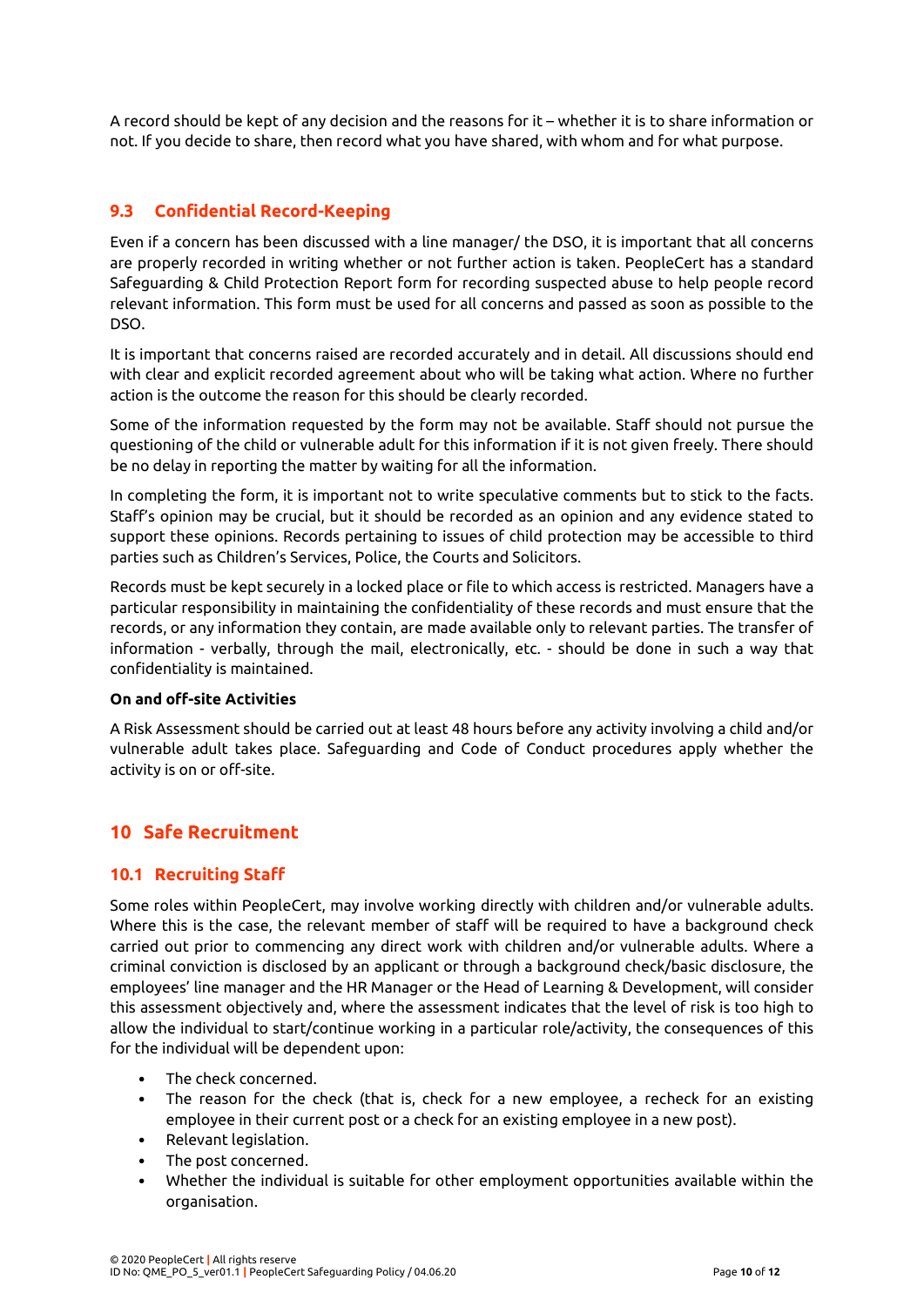A record should be kept of any decision and the reasons for it – whether it is to share information or not. If you decide to share, then record what you have shared, with whom and for what purpose.

### 9.3 Confidential Record-Keeping

Even if a concern has been discussed with a line manager/ the DSO, it is important that all concerns are properly recorded in writing whether or not further action is taken. PeopleCert has a standard Safeguarding & Child Protection Report form for recording suspected abuse to help people record relevant information. This form must be used for all concerns and passed as soon as possible to the DSO.

It is important that concerns raised are recorded accurately and in detail. All discussions should end with clear and explicit recorded agreement about who will be taking what action. Where no further action is the outcome the reason for this should be clearly recorded.

Some of the information requested by the form may not be available. Staff should not pursue the questioning of the child or vulnerable adult for this information if it is not given freely. There should be no delay in reporting the matter by waiting for all the information.

In completing the form, it is important not to write speculative comments but to stick to the facts. Staff's opinion may be crucial, but it should be recorded as an opinion and any evidence stated to support these opinions. Records pertaining to issues of child protection may be accessible to third parties such as Children's Services, Police, the Courts and Solicitors.

Records must be kept securely in a locked place or file to which access is restricted. Managers have a particular responsibility in maintaining the confidentiality of these records and must ensure that the records, or any information they contain, are made available only to relevant parties. The transfer of information - verbally, through the mail, electronically, etc. - should be done in such a way that confidentiality is maintained.

**On and off-site Activities**

A Risk Assessment should be carried out at least 48 hours before any activity involving a child and/or vulnerable adult takes place. Safeguarding and Code of Conduct procedures apply whether the activity is on or off-site.

## 10 Safe Recruitment

### 10.1 Recruiting Staff

Some roles within PeopleCert, may involve working directly with children and/or vulnerable adults. Where this is the case, the relevant member of staff will be required to have a background check carried out prior to commencing any direct work with children and/or vulnerable adults. Where a criminal conviction is disclosed by an applicant or through a background check/basic disclosure, the employees' line manager and the HR Manager or the Head of Learning & Development, will consider this assessment objectively and, where the assessment indicates that the level of risk is too high to allow the individual to start/continue working in a particular role/activity, the consequences of this for the individual will be dependent upon:

- The check concerned.
- The reason for the check (that is, check for a new employee, a recheck for an existing employee in their current post or a check for an existing employee in a new post).
- Relevant legislation.
- The post concerned.
- Whether the individual is suitable for other employment opportunities available within the organisation.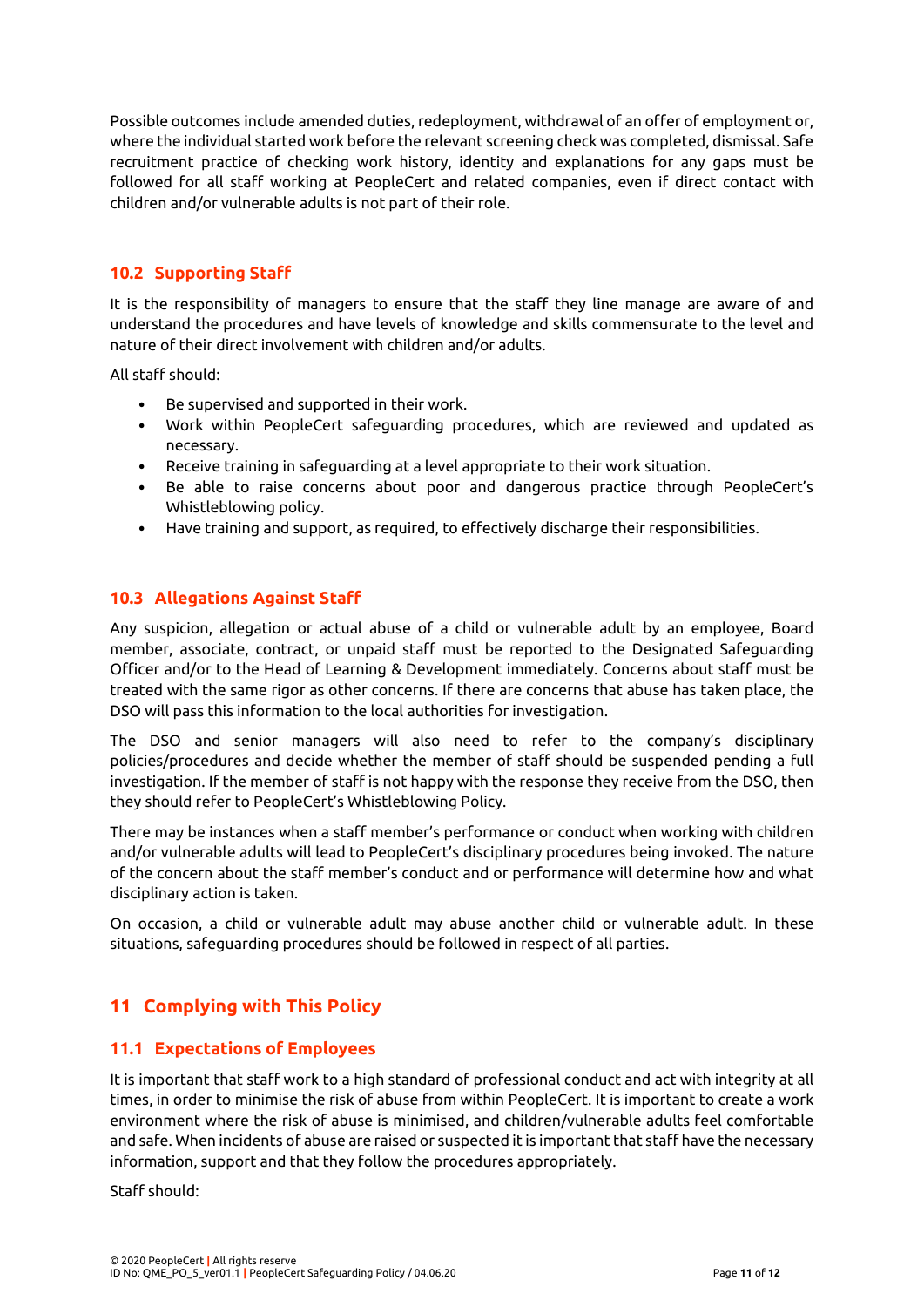Possible outcomes include amended duties, redeployment, withdrawal of an offer of employment or, where the individual started work before the relevant screening check was completed, dismissal. Safe recruitment practice of checking work history, identity and explanations for any gaps must be followed for all staff working at PeopleCert and related companies, even if direct contact with children and/or vulnerable adults is not part of their role.

### 10.2 Supporting Staff

It is the responsibility of managers to ensure that the staff they line manage are aware of and understand the procedures and have levels of knowledge and skills commensurate to the level and nature of their direct involvement with children and/or adults.

All staff should:

- Be supervised and supported in their work.
- Work within PeopleCert safeguarding procedures, which are reviewed and updated as necessary.
- Receive training in safeguarding at a level appropriate to their work situation.
- Be able to raise concerns about poor and dangerous practice through PeopleCert's Whistleblowing policy.
- Have training and support, as required, to effectively discharge their responsibilities.

### 10.3 Allegations Against Staff

Any suspicion, allegation or actual abuse of a child or vulnerable adult by an employee, Board member, associate, contract, or unpaid staff must be reported to the Designated Safeguarding Officer and/or to the Head of Learning & Development immediately. Concerns about staff must be treated with the same rigor as other concerns. If there are concerns that abuse has taken place, the DSO will pass this information to the local authorities for investigation.

The DSO and senior managers will also need to refer to the company's disciplinary policies/procedures and decide whether the member of staff should be suspended pending a full investigation. If the member of staff is not happy with the response they receive from the DSO, then they should refer to PeopleCert's Whistleblowing Policy.

There may be instances when a staff member's performance or conduct when working with children and/or vulnerable adults will lead to PeopleCert's disciplinary procedures being invoked. The nature of the concern about the staff member's conduct and or performance will determine how and what disciplinary action is taken.

On occasion, a child or vulnerable adult may abuse another child or vulnerable adult. In these situations, safeguarding procedures should be followed in respect of all parties.

## 11 Complying with This Policy

### 11.1 Expectations of Employees

It is important that staff work to a high standard of professional conduct and act with integrity at all times, in order to minimise the risk of abuse from within PeopleCert. It is important to create a work environment where the risk of abuse is minimised, and children/vulnerable adults feel comfortable and safe. When incidents of abuse are raised or suspected it is important that staff have the necessary information, support and that they follow the procedures appropriately.

Staff should: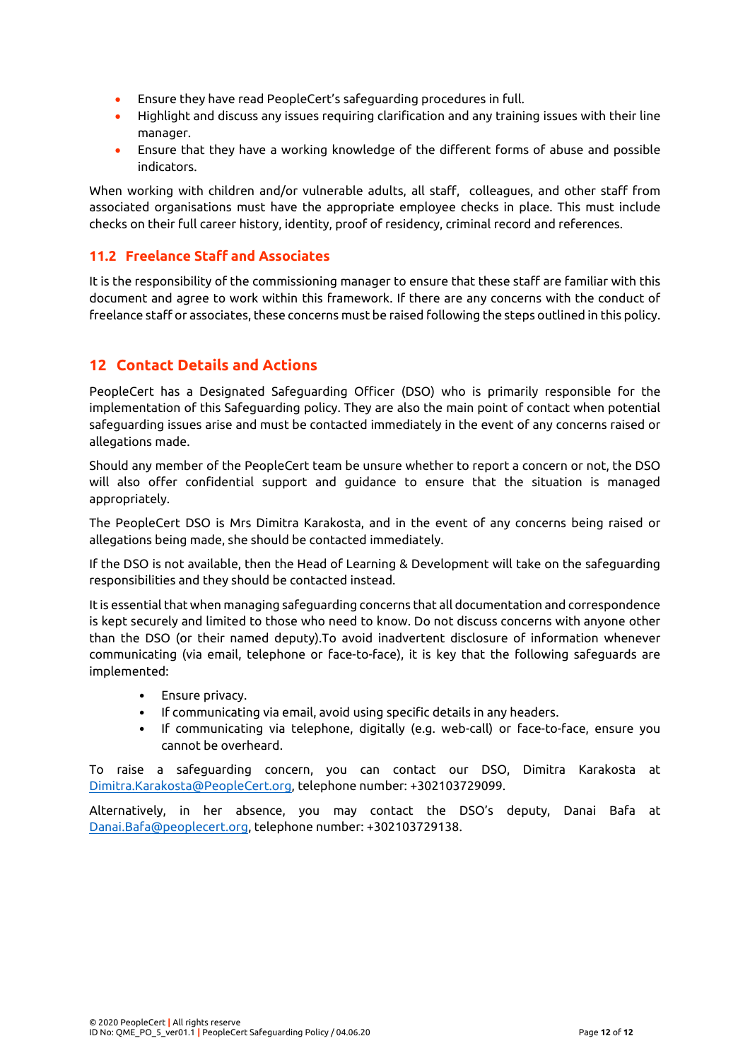- Ensure they have read PeopleCert's safeguarding procedures in full.
- Highlight and discuss any issues requiring clarification and any training issues with their line manager.
- Ensure that they have a working knowledge of the different forms of abuse and possible indicators.

When working with children and/or vulnerable adults, all staff, colleagues, and other staff from associated organisations must have the appropriate employee checks in place. This must include checks on their full career history, identity, proof of residency, criminal record and references.

### 11.2 Freelance Staff and Associates

It is the responsibility of the commissioning manager to ensure that these staff are familiar with this document and agree to work within this framework. If there are any concerns with the conduct of freelance staff or associates, these concerns must be raised following the steps outlined in this policy.

## 12 Contact Details and Actions

PeopleCert has a Designated Safeguarding Officer (DSO) who is primarily responsible for the implementation of this Safeguarding policy. They are also the main point of contact when potential safeguarding issues arise and must be contacted immediately in the event of any concerns raised or allegations made.

Should any member of the PeopleCert team be unsure whether to report a concern or not, the DSO will also offer confidential support and guidance to ensure that the situation is managed appropriately.

The PeopleCert DSO is Mrs Dimitra Karakosta, and in the event of any concerns being raised or allegations being made, she should be contacted immediately.

If the DSO is not available, then the Head of Learning & Development will take on the safeguarding responsibilities and they should be contacted instead.

It is essential that when managing safeguarding concerns that all documentation and correspondence is kept securely and limited to those who need to know. Do not discuss concerns with anyone other than the DSO (or their named deputy).To avoid inadvertent disclosure of information whenever communicating (via email, telephone or face-to-face), it is key that the following safeguards are implemented:

- Ensure privacy.
- If communicating via email, avoid using specific details in any headers.
- If communicating via telephone, digitally (e.g. web-call) or face-to-face, ensure you cannot be overheard.

To raise a safeguarding concern, you can contact our DSO, Dimitra Karakosta at Dimitra.Karakosta@PeopleCert.org, telephone number: +302103729099.

Alternatively, in her absence, you may contact the DSO's deputy, Danai Bafa at Danai.Bafa@peoplecert.org, telephone number: +302103729138.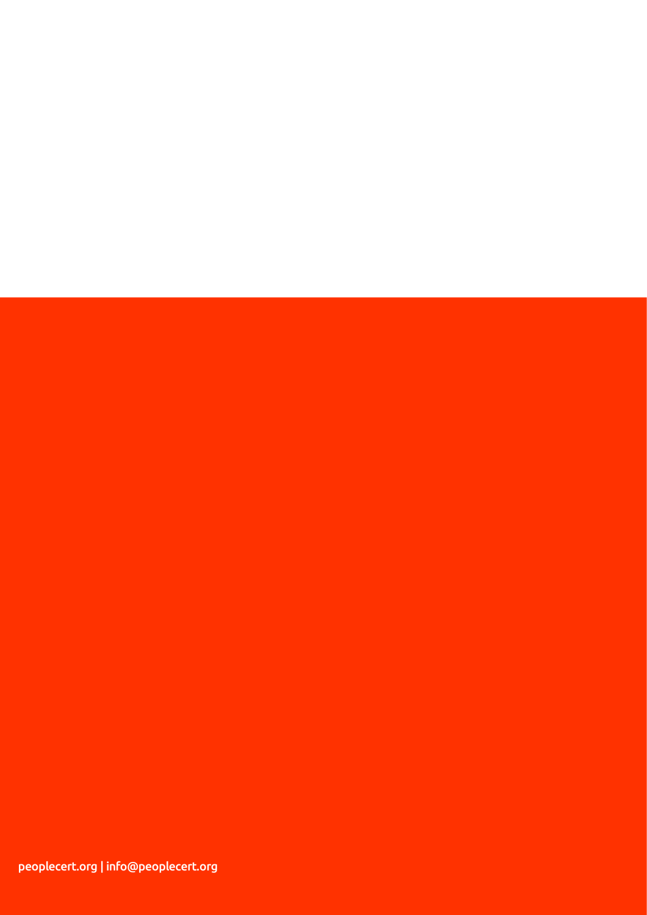peoplecert.org | info@peoplecert.org